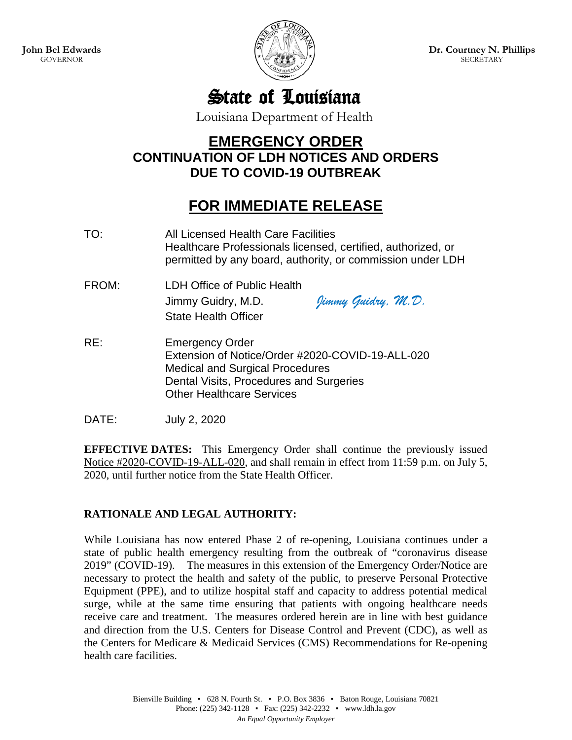**John Bel Edwards**
GOVERNOR

**Dr. Courtney N. Phillips**
SECRETARY

# State of Louisiana

Louisiana Department of Health

## EMERGENCY ORDER
## CONTINUATION OF LDH NOTICES AND ORDERS DUE TO COVID-19 OUTBREAK

## FOR IMMEDIATE RELEASE

TO: All Licensed Health Care Facilities
Healthcare Professionals licensed, certified, authorized, or permitted by any board, authority, or commission under LDH

FROM: LDH Office of Public Health
Jimmy Guidry, M.D. *Jimmy Guidry, M.D.*
State Health Officer

RE: Emergency Order
Extension of Notice/Order #2020-COVID-19-ALL-020
Medical and Surgical Procedures
Dental Visits, Procedures and Surgeries
Other Healthcare Services

DATE: July 2, 2020

**EFFECTIVE DATES:** This Emergency Order shall continue the previously issued Notice #2020-COVID-19-ALL-020, and shall remain in effect from 11:59 p.m. on July 5, 2020, until further notice from the State Health Officer.

**RATIONALE AND LEGAL AUTHORITY:**

While Louisiana has now entered Phase 2 of re-opening, Louisiana continues under a state of public health emergency resulting from the outbreak of "coronavirus disease 2019" (COVID-19). The measures in this extension of the Emergency Order/Notice are necessary to protect the health and safety of the public, to preserve Personal Protective Equipment (PPE), and to utilize hospital staff and capacity to address potential medical surge, while at the same time ensuring that patients with ongoing healthcare needs receive care and treatment. The measures ordered herein are in line with best guidance and direction from the U.S. Centers for Disease Control and Prevent (CDC), as well as the Centers for Medicare & Medicaid Services (CMS) Recommendations for Re-opening health care facilities.

Bienville Building ▪ 628 N. Fourth St. ▪ P.O. Box 3836 ▪ Baton Rouge, Louisiana 70821
Phone: (225) 342-1128 ▪ Fax: (225) 342-2232 ▪ www.ldh.la.gov
*An Equal Opportunity Employer*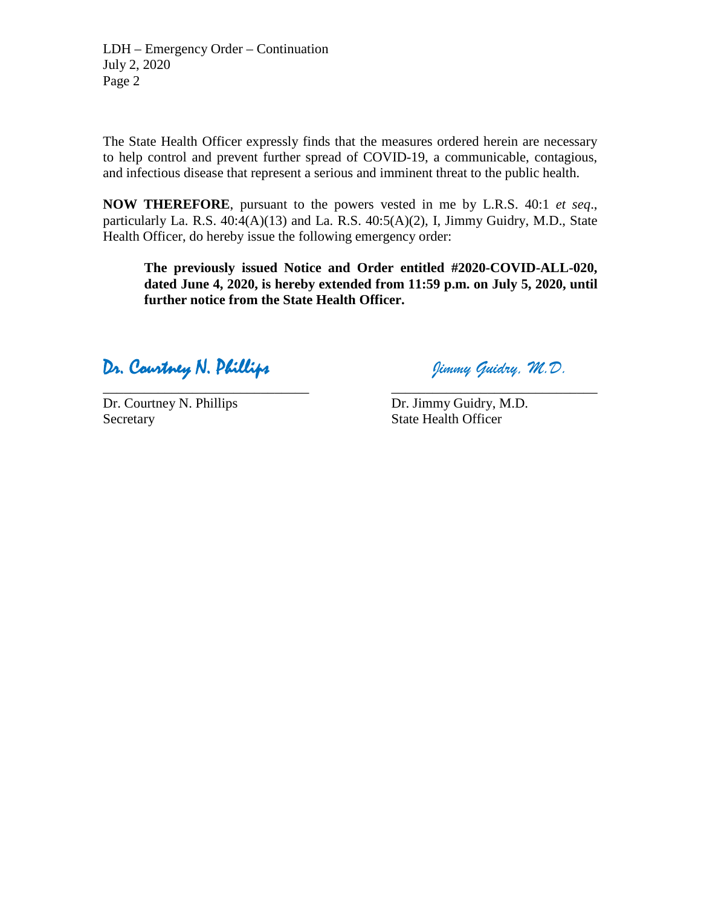The State Health Officer expressly finds that the measures ordered herein are necessary to help control and prevent further spread of COVID-19, a communicable, contagious, and infectious disease that represent a serious and imminent threat to the public health.

**NOW THEREFORE**, pursuant to the powers vested in me by L.R.S. 40:1 *et seq*., particularly La. R.S. 40:4(A)(13) and La. R.S. 40:5(A)(2), I, Jimmy Guidry, M.D., State Health Officer, do hereby issue the following emergency order:

> **The previously issued Notice and Order entitled #2020-COVID-ALL-020, dated June 4, 2020, is hereby extended from 11:59 p.m. on July 5, 2020, until further notice from the State Health Officer.**

*Dr. Courtney N. Phillips*
______________________________
Dr. Courtney N. Phillips
Secretary

*Jimmy Guidry, M.D.*
______________________________
Dr. Jimmy Guidry, M.D.
State Health Officer